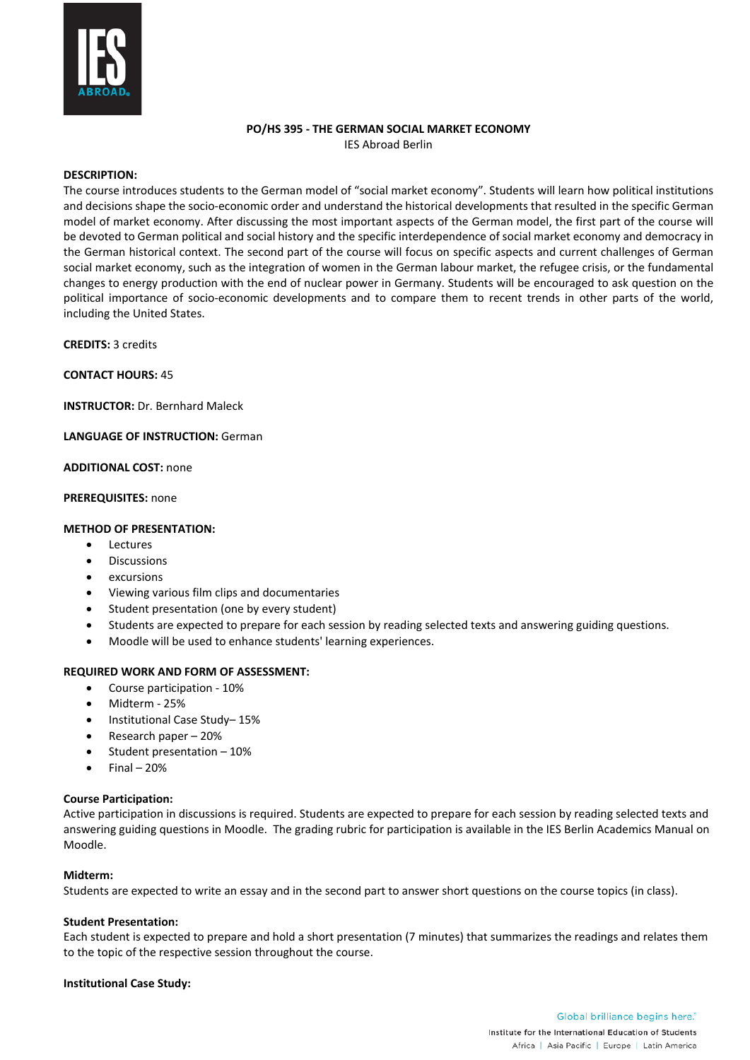# PO/HS 395 - THE GERMAN SOCIAL MARKET ECONOMY

IES Abroad Berlin

**DESCRIPTION:**

The course introduces students to the German model of "social market economy". Students will learn how political institutions and decisions shape the socio-economic order and understand the historical developments that resulted in the specific German model of market economy. After discussing the most important aspects of the German model, the first part of the course will be devoted to German political and social history and the specific interdependence of social market economy and democracy in the German historical context. The second part of the course will focus on specific aspects and current challenges of German social market economy, such as the integration of women in the German labour market, the refugee crisis, or the fundamental changes to energy production with the end of nuclear power in Germany. Students will be encouraged to ask question on the political importance of socio-economic developments and to compare them to recent trends in other parts of the world, including the United States.

**CREDITS:** 3 credits

**CONTACT HOURS:** 45

**INSTRUCTOR:** Dr. Bernhard Maleck

**LANGUAGE OF INSTRUCTION:** German

**ADDITIONAL COST:** none

**PREREQUISITES:** none

**METHOD OF PRESENTATION:**

- Lectures
- Discussions
- excursions
- Viewing various film clips and documentaries
- Student presentation (one by every student)
- Students are expected to prepare for each session by reading selected texts and answering guiding questions.
- Moodle will be used to enhance students' learning experiences.

**REQUIRED WORK AND FORM OF ASSESSMENT:**

- Course participation - 10%
- Midterm - 25%
- Institutional Case Study– 15%
- Research paper – 20%
- Student presentation – 10%
- Final – 20%

**Course Participation:**

Active participation in discussions is required. Students are expected to prepare for each session by reading selected texts and answering guiding questions in Moodle. The grading rubric for participation is available in the IES Berlin Academics Manual on Moodle.

**Midterm:**

Students are expected to write an essay and in the second part to answer short questions on the course topics (in class).

**Student Presentation:**

Each student is expected to prepare and hold a short presentation (7 minutes) that summarizes the readings and relates them to the topic of the respective session throughout the course.

**Institutional Case Study:**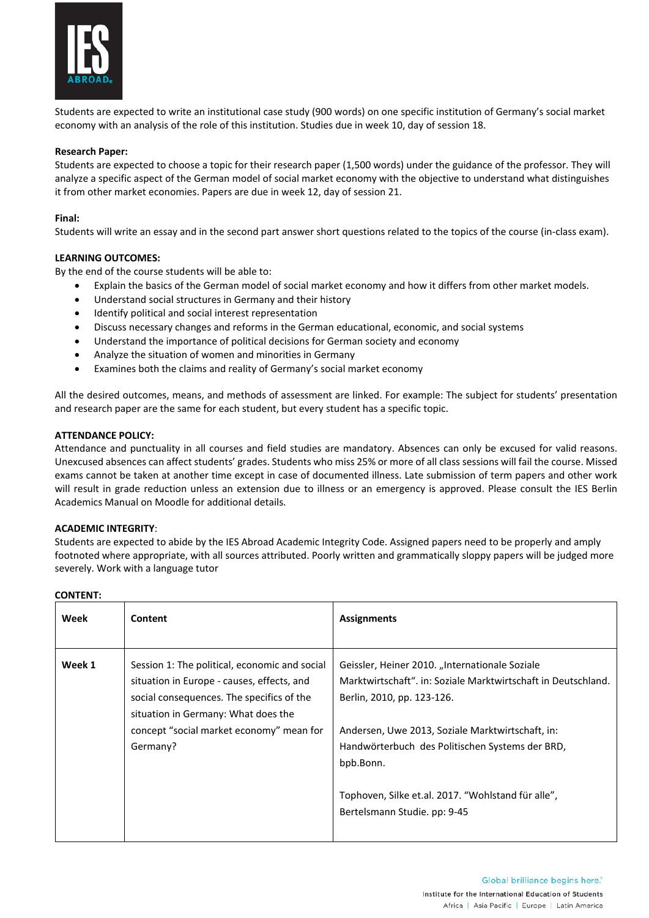Students are expected to write an institutional case study (900 words) on one specific institution of Germany's social market economy with an analysis of the role of this institution. Studies due in week 10, day of session 18.

**Research Paper:**
Students are expected to choose a topic for their research paper (1,500 words) under the guidance of the professor. They will analyze a specific aspect of the German model of social market economy with the objective to understand what distinguishes it from other market economies. Papers are due in week 12, day of session 21.

**Final:**
Students will write an essay and in the second part answer short questions related to the topics of the course (in-class exam).

**LEARNING OUTCOMES:**
By the end of the course students will be able to:

- Explain the basics of the German model of social market economy and how it differs from other market models.
- Understand social structures in Germany and their history
- Identify political and social interest representation
- Discuss necessary changes and reforms in the German educational, economic, and social systems
- Understand the importance of political decisions for German society and economy
- Analyze the situation of women and minorities in Germany
- Examines both the claims and reality of Germany's social market economy

All the desired outcomes, means, and methods of assessment are linked. For example: The subject for students' presentation and research paper are the same for each student, but every student has a specific topic.

**ATTENDANCE POLICY:**
Attendance and punctuality in all courses and field studies are mandatory. Absences can only be excused for valid reasons. Unexcused absences can affect students' grades. Students who miss 25% or more of all class sessions will fail the course. Missed exams cannot be taken at another time except in case of documented illness. Late submission of term papers and other work will result in grade reduction unless an extension due to illness or an emergency is approved. Please consult the IES Berlin Academics Manual on Moodle for additional details.

**ACADEMIC INTEGRITY**:
Students are expected to abide by the IES Abroad Academic Integrity Code. Assigned papers need to be properly and amply footnoted where appropriate, with all sources attributed. Poorly written and grammatically sloppy papers will be judged more severely. Work with a language tutor

**CONTENT:**

| Week | Content | Assignments |
|---|---|---|
| **Week 1** | Session 1: The political, economic and social situation in Europe - causes, effects, and social consequences. The specifics of the situation in Germany: What does the concept "social market economy" mean for Germany? | Geissler, Heiner 2010. „Internationale Soziale Marktwirtschaft". in: Soziale Marktwirtschaft in Deutschland. Berlin, 2010, pp. 123-126.<br><br>Andersen, Uwe 2013, Soziale Marktwirtschaft, in: Handwörterbuch des Politischen Systems der BRD, bpb.Bonn.<br><br>Tophoven, Silke et.al. 2017. "Wohlstand für alle", Bertelsmann Studie. pp: 9-45 |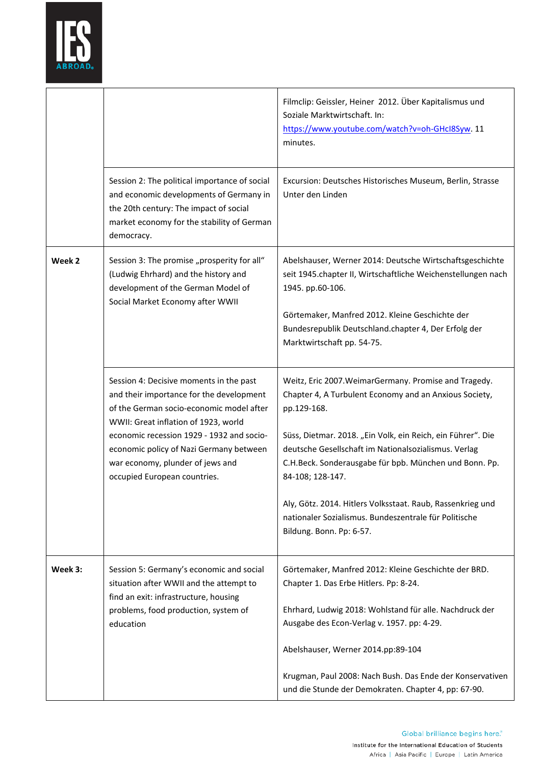| | | |
|---|---|---|
| | | Filmclip: Geissler, Heiner 2012. Über Kapitalismus und Soziale Marktwirtschaft. In: https://www.youtube.com/watch?v=oh-GHcI8Syw. 11 minutes. |
| | Session 2: The political importance of social and economic developments of Germany in the 20th century: The impact of social market economy for the stability of German democracy. | Excursion: Deutsches Historisches Museum, Berlin, Strasse Unter den Linden |
| **Week 2** | Session 3: The promise „prosperity for all" (Ludwig Ehrhard) and the history and development of the German Model of Social Market Economy after WWII | Abelshauser, Werner 2014: Deutsche Wirtschaftsgeschichte seit 1945.chapter II, Wirtschaftliche Weichenstellungen nach 1945. pp.60-106.<br><br>Görtemaker, Manfred 2012. Kleine Geschichte der Bundesrepublik Deutschland.chapter 4, Der Erfolg der Marktwirtschaft pp. 54-75. |
| | Session 4: Decisive moments in the past and their importance for the development of the German socio-economic model after WWII: Great inflation of 1923, world economic recession 1929 - 1932 and socio-economic policy of Nazi Germany between war economy, plunder of jews and occupied European countries. | Weitz, Eric 2007.WeimarGermany. Promise and Tragedy. Chapter 4, A Turbulent Economy and an Anxious Society, pp.129-168.<br><br>Süss, Dietmar. 2018. „Ein Volk, ein Reich, ein Führer". Die deutsche Gesellschaft im Nationalsozialismus. Verlag C.H.Beck. Sonderausgabe für bpb. München und Bonn. Pp. 84-108; 128-147.<br><br>Aly, Götz. 2014. Hitlers Volksstaat. Raub, Rassenkrieg und nationaler Sozialismus. Bundeszentrale für Politische Bildung. Bonn. Pp: 6-57. |
| **Week 3:** | Session 5: Germany's economic and social situation after WWII and the attempt to find an exit: infrastructure, housing problems, food production, system of education | Görtemaker, Manfred 2012: Kleine Geschichte der BRD. Chapter 1. Das Erbe Hitlers. Pp: 8-24.<br><br>Ehrhard, Ludwig 2018: Wohlstand für alle. Nachdruck der Ausgabe des Econ-Verlag v. 1957. pp: 4-29.<br><br>Abelshauser, Werner 2014.pp:89-104<br><br>Krugman, Paul 2008: Nach Bush. Das Ende der Konservativen und die Stunde der Demokraten. Chapter 4, pp: 67-90. |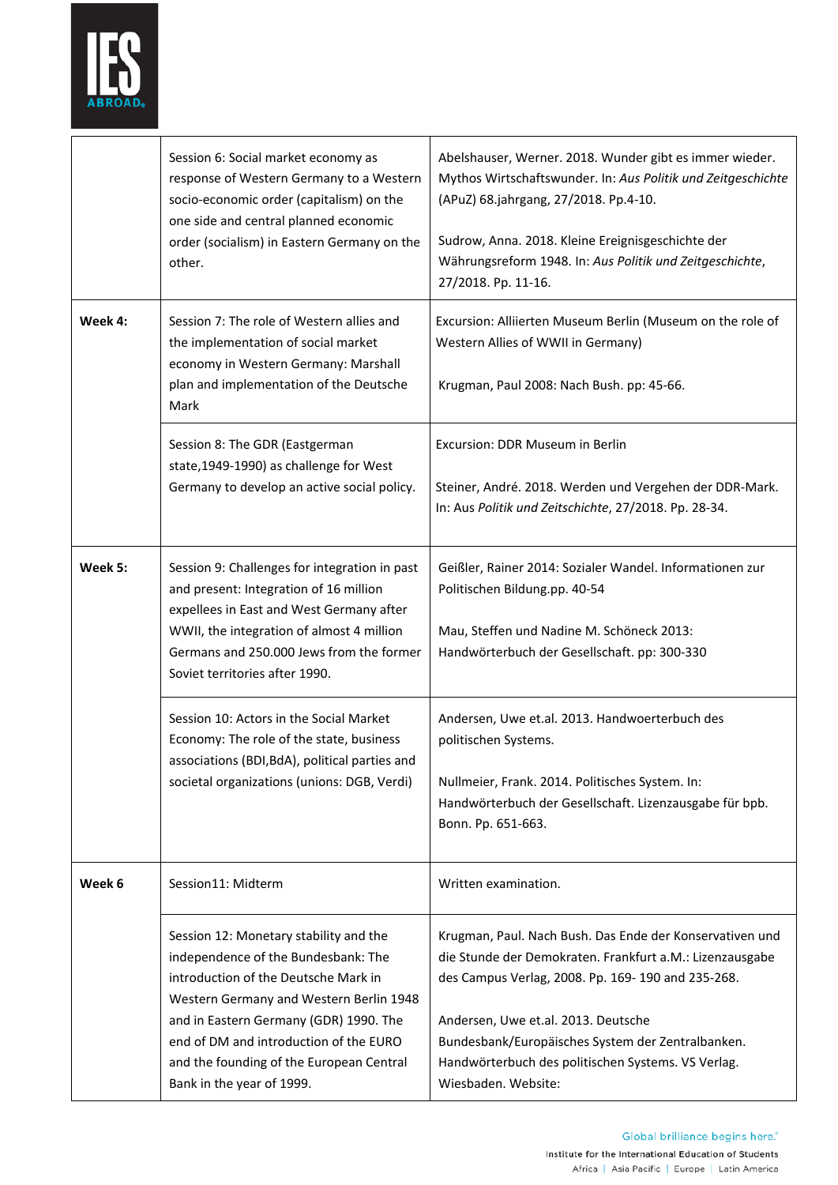| | | |
|---|---|---|
| | Session 6: Social market economy as response of Western Germany to a Western socio-economic order (capitalism) on the one side and central planned economic order (socialism) in Eastern Germany on the other. | Abelshauser, Werner. 2018. Wunder gibt es immer wieder. Mythos Wirtschaftswunder. In: *Aus Politik und Zeitgeschichte* (APuZ) 68.jahrgang, 27/2018. Pp.4-10.<br><br>Sudrow, Anna. 2018. Kleine Ereignisgeschichte der Währungsreform 1948. In: *Aus Politik und Zeitgeschichte*, 27/2018. Pp. 11-16. |
| **Week 4:** | Session 7: The role of Western allies and the implementation of social market economy in Western Germany: Marshall plan and implementation of the Deutsche Mark | Excursion: Alliierten Museum Berlin (Museum on the role of Western Allies of WWII in Germany)<br><br>Krugman, Paul 2008: Nach Bush. pp: 45-66. |
| | Session 8: The GDR (Eastgerman state,1949-1990) as challenge for West Germany to develop an active social policy. | Excursion: DDR Museum in Berlin<br><br>Steiner, André. 2018. Werden und Vergehen der DDR-Mark. In: Aus *Politik und Zeitschichte*, 27/2018. Pp. 28-34. |
| **Week 5:** | Session 9: Challenges for integration in past and present: Integration of 16 million expellees in East and West Germany after WWII, the integration of almost 4 million Germans and 250.000 Jews from the former Soviet territories after 1990. | Geißler, Rainer 2014: Sozialer Wandel. Informationen zur Politischen Bildung.pp. 40-54<br><br>Mau, Steffen und Nadine M. Schöneck 2013: Handwörterbuch der Gesellschaft. pp: 300-330 |
| | Session 10: Actors in the Social Market Economy: The role of the state, business associations (BDI,BdA), political parties and societal organizations (unions: DGB, Verdi) | Andersen, Uwe et.al. 2013. Handwoerterbuch des politischen Systems.<br><br>Nullmeier, Frank. 2014. Politisches System. In: Handwörterbuch der Gesellschaft. Lizenzausgabe für bpb. Bonn. Pp. 651-663. |
| **Week 6** | Session11: Midterm | Written examination. |
| | Session 12: Monetary stability and the independence of the Bundesbank: The introduction of the Deutsche Mark in Western Germany and Western Berlin 1948 and in Eastern Germany (GDR) 1990. The end of DM and introduction of the EURO and the founding of the European Central Bank in the year of 1999. | Krugman, Paul. Nach Bush. Das Ende der Konservativen und die Stunde der Demokraten. Frankfurt a.M.: Lizenzausgabe des Campus Verlag, 2008. Pp. 169- 190 and 235-268.<br><br>Andersen, Uwe et.al. 2013. Deutsche Bundesbank/Europäisches System der Zentralbanken. Handwörterbuch des politischen Systems. VS Verlag. Wiesbaden. Website: |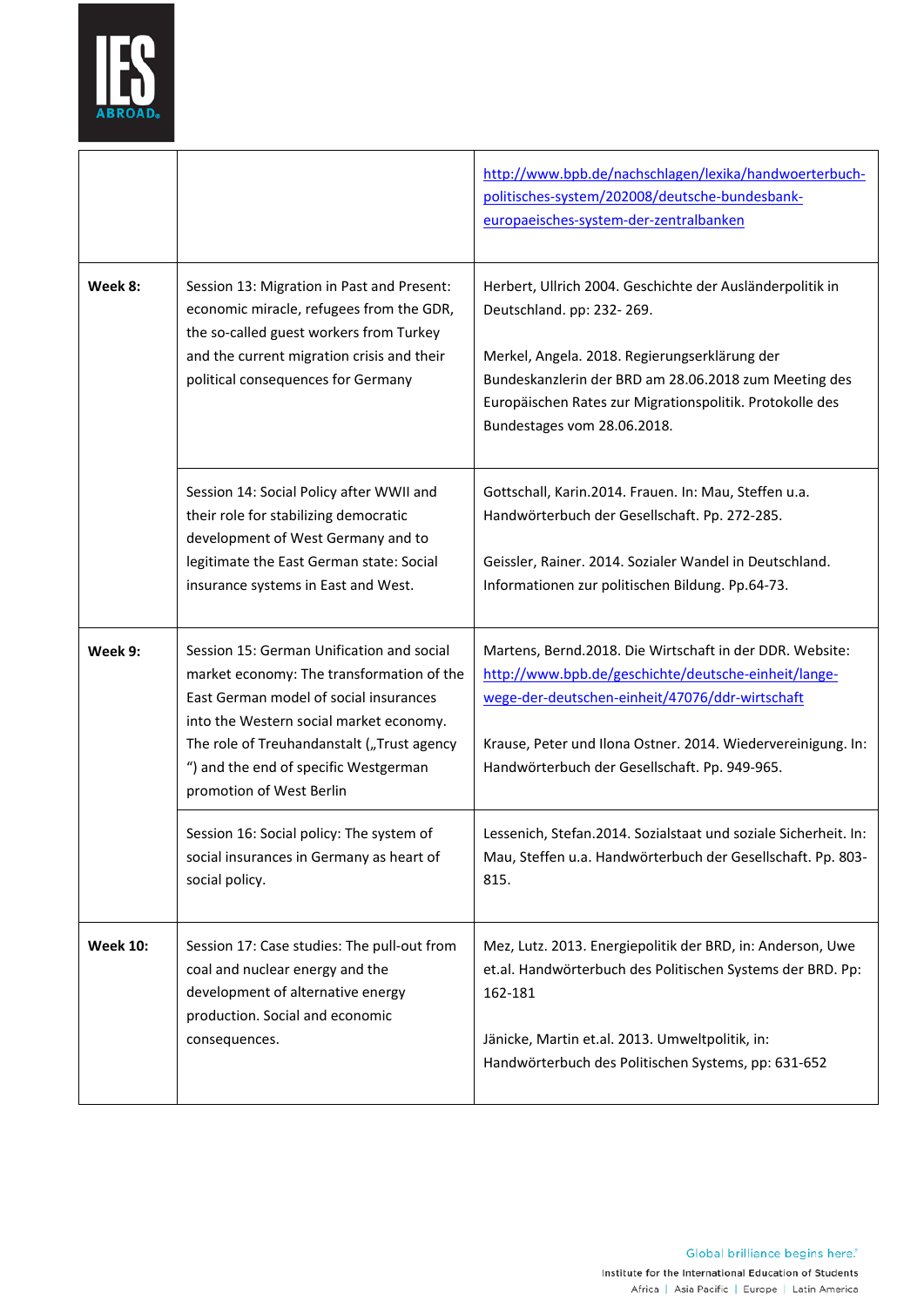| | | |
|---|---|---|
| | | http://www.bpb.de/nachschlagen/lexika/handwoerterbuch-politisches-system/202008/deutsche-bundesbank-europaeisches-system-der-zentralbanken |
| **Week 8:** | Session 13: Migration in Past and Present: economic miracle, refugees from the GDR, the so-called guest workers from Turkey and the current migration crisis and their political consequences for Germany | Herbert, Ullrich 2004. Geschichte der Ausländerpolitik in Deutschland. pp: 232- 269.<br><br>Merkel, Angela. 2018. Regierungserklärung der Bundeskanzlerin der BRD am 28.06.2018 zum Meeting des Europäischen Rates zur Migrationspolitik. Protokolle des Bundestages vom 28.06.2018. |
| | Session 14: Social Policy after WWII and their role for stabilizing democratic development of West Germany and to legitimate the East German state: Social insurance systems in East and West. | Gottschall, Karin.2014. Frauen. In: Mau, Steffen u.a. Handwörterbuch der Gesellschaft. Pp. 272-285.<br><br>Geissler, Rainer. 2014. Sozialer Wandel in Deutschland. Informationen zur politischen Bildung. Pp.64-73. |
| **Week 9:** | Session 15: German Unification and social market economy: The transformation of the East German model of social insurances into the Western social market economy. The role of Treuhandanstalt („Trust agency ") and the end of specific Westgerman promotion of West Berlin | Martens, Bernd.2018. Die Wirtschaft in der DDR. Website: http://www.bpb.de/geschichte/deutsche-einheit/lange-wege-der-deutschen-einheit/47076/ddr-wirtschaft<br><br>Krause, Peter und Ilona Ostner. 2014. Wiedervereinigung. In: Handwörterbuch der Gesellschaft. Pp. 949-965. |
| | Session 16: Social policy: The system of social insurances in Germany as heart of social policy. | Lessenich, Stefan.2014. Sozialstaat und soziale Sicherheit. In: Mau, Steffen u.a. Handwörterbuch der Gesellschaft. Pp. 803-815. |
| **Week 10:** | Session 17: Case studies: The pull-out from coal and nuclear energy and the development of alternative energy production. Social and economic consequences. | Mez, Lutz. 2013. Energiepolitik der BRD, in: Anderson, Uwe et.al. Handwörterbuch des Politischen Systems der BRD. Pp: 162-181<br><br>Jänicke, Martin et.al. 2013. Umweltpolitik, in: Handwörterbuch des Politischen Systems, pp: 631-652 |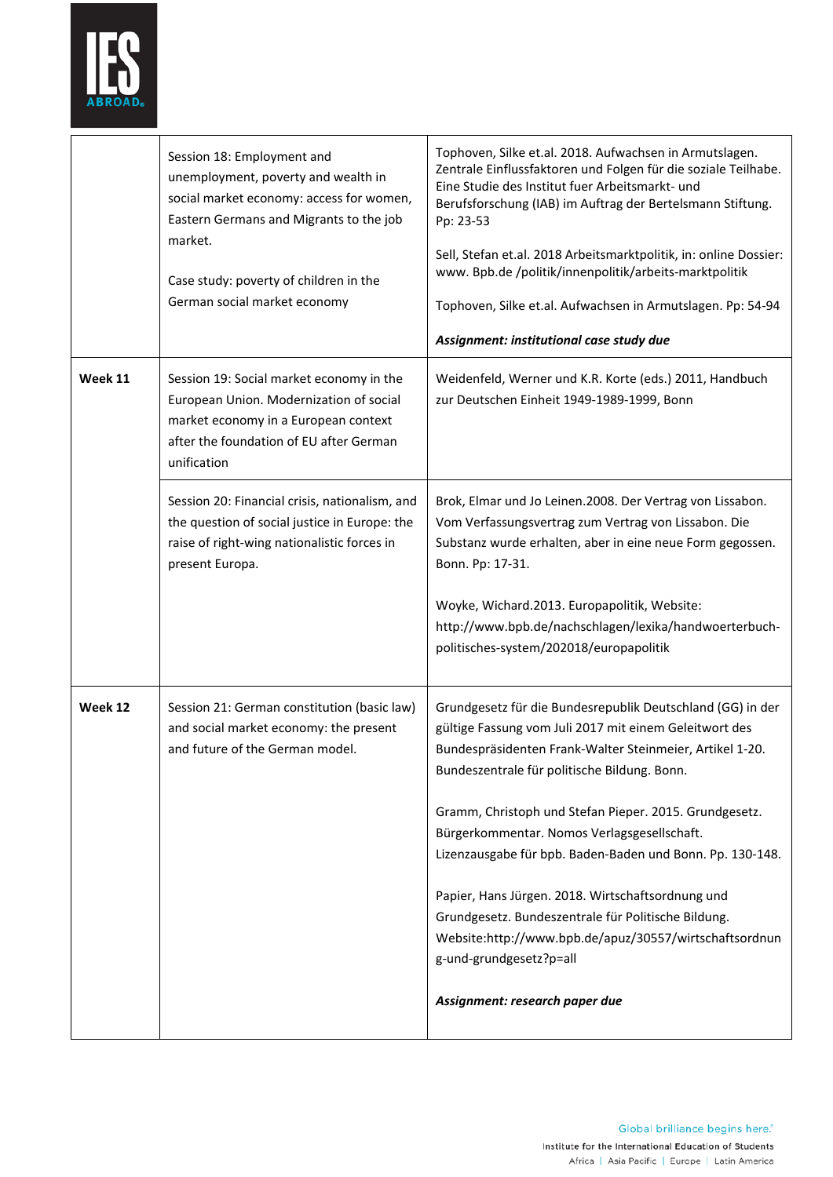| | | |
|---|---|---|
| | Session 18: Employment and unemployment, poverty and wealth in social market economy: access for women, Eastern Germans and Migrants to the job market.<br><br>Case study: poverty of children in the German social market economy | Tophoven, Silke et.al. 2018. Aufwachsen in Armutslagen. Zentrale Einflussfaktoren und Folgen für die soziale Teilhabe. Eine Studie des Institut fuer Arbeitsmarkt- und Berufsforschung (IAB) im Auftrag der Bertelsmann Stiftung. Pp: 23-53<br><br>Sell, Stefan et.al. 2018 Arbeitsmarktpolitik, in: online Dossier: www. Bpb.de /politik/innenpolitik/arbeits-marktpolitik<br><br>Tophoven, Silke et.al. Aufwachsen in Armutslagen. Pp: 54-94<br><br>***Assignment: institutional case study due*** |
| **Week 11** | Session 19: Social market economy in the European Union. Modernization of social market economy in a European context after the foundation of EU after German unification | Weidenfeld, Werner und K.R. Korte (eds.) 2011, Handbuch zur Deutschen Einheit 1949-1989-1999, Bonn |
| | Session 20: Financial crisis, nationalism, and the question of social justice in Europe: the raise of right-wing nationalistic forces in present Europa. | Brok, Elmar und Jo Leinen.2008. Der Vertrag von Lissabon. Vom Verfassungsvertrag zum Vertrag von Lissabon. Die Substanz wurde erhalten, aber in eine neue Form gegossen. Bonn. Pp: 17-31.<br><br>Woyke, Wichard.2013. Europapolitik, Website: http://www.bpb.de/nachschlagen/lexika/handwoerterbuch-politisches-system/202018/europapolitik |
| **Week 12** | Session 21: German constitution (basic law) and social market economy: the present and future of the German model. | Grundgesetz für die Bundesrepublik Deutschland (GG) in der gültige Fassung vom Juli 2017 mit einem Geleitwort des Bundespräsidenten Frank-Walter Steinmeier, Artikel 1-20. Bundeszentrale für politische Bildung. Bonn.<br><br>Gramm, Christoph und Stefan Pieper. 2015. Grundgesetz. Bürgerkommentar. Nomos Verlagsgesellschaft. Lizenzausgabe für bpb. Baden-Baden und Bonn. Pp. 130-148.<br><br>Papier, Hans Jürgen. 2018. Wirtschaftsordnung und Grundgesetz. Bundeszentrale für Politische Bildung. Website:http://www.bpb.de/apuz/30557/wirtschaftsordnung-und-grundgesetz?p=all<br><br>***Assignment: research paper due*** |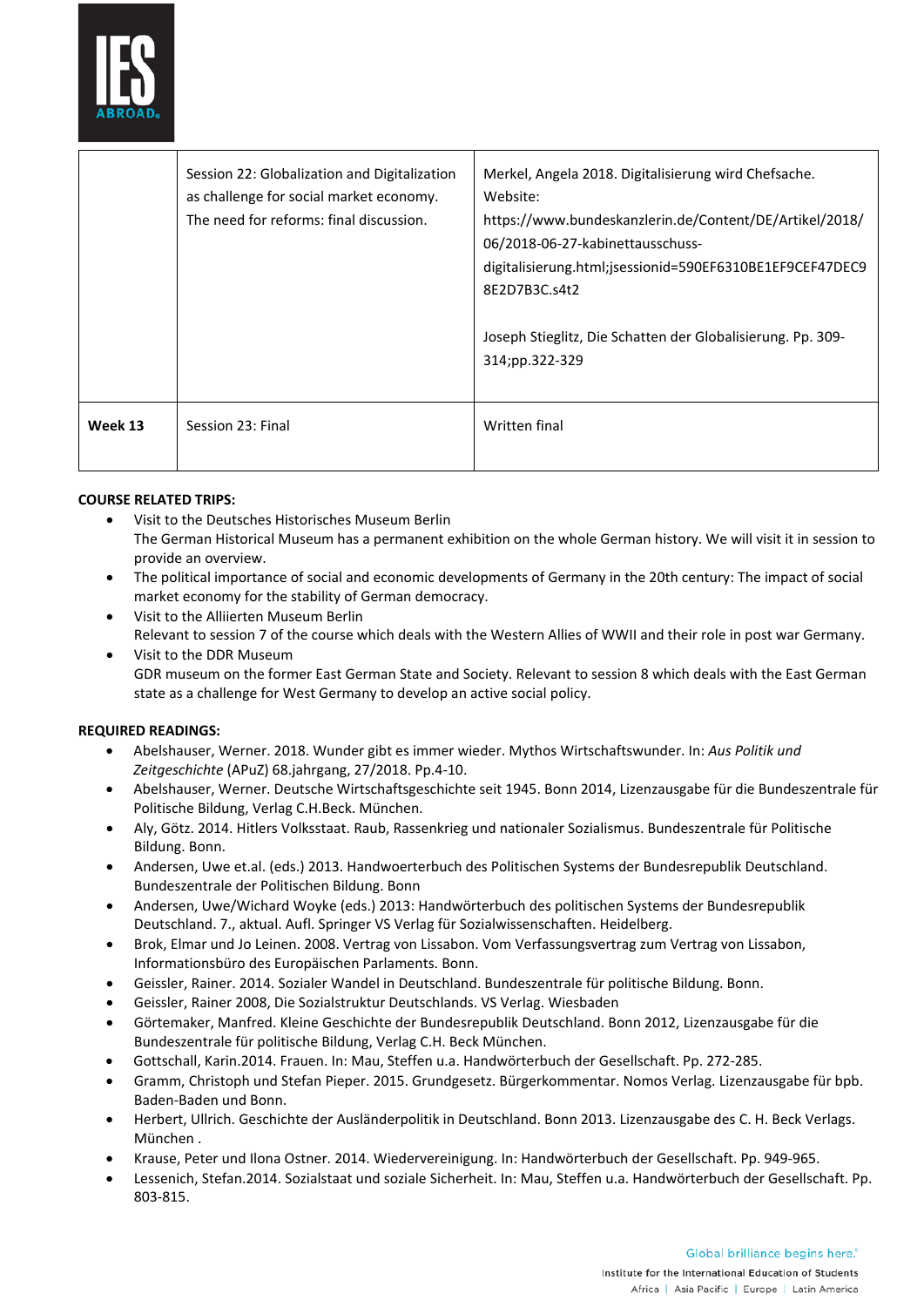| | | |
|---|---|---|
| | Session 22: Globalization and Digitalization as challenge for social market economy. The need for reforms: final discussion. | Merkel, Angela 2018. Digitalisierung wird Chefsache. Website: https://www.bundeskanzlerin.de/Content/DE/Artikel/2018/06/2018-06-27-kabinettausschuss-digitalisierung.html;jsessionid=590EF6310BE1EF9CEF47DEC98E2D7B3C.s4t2<br><br>Joseph Stieglitz, Die Schatten der Globalisierung. Pp. 309-314;pp.322-329 |
| **Week 13** | Session 23: Final | Written final |

**COURSE RELATED TRIPS:**

- Visit to the Deutsches Historisches Museum Berlin
  The German Historical Museum has a permanent exhibition on the whole German history. We will visit it in session to provide an overview.
- The political importance of social and economic developments of Germany in the 20th century: The impact of social market economy for the stability of German democracy.
- Visit to the Alliierten Museum Berlin
  Relevant to session 7 of the course which deals with the Western Allies of WWII and their role in post war Germany.
- Visit to the DDR Museum
  GDR museum on the former East German State and Society. Relevant to session 8 which deals with the East German state as a challenge for West Germany to develop an active social policy.

**REQUIRED READINGS:**

- Abelshauser, Werner. 2018. Wunder gibt es immer wieder. Mythos Wirtschaftswunder. In: *Aus Politik und Zeitgeschichte* (APuZ) 68.jahrgang, 27/2018. Pp.4-10.
- Abelshauser, Werner. Deutsche Wirtschaftsgeschichte seit 1945. Bonn 2014, Lizenzausgabe für die Bundeszentrale für Politische Bildung, Verlag C.H.Beck. München.
- Aly, Götz. 2014. Hitlers Volksstaat. Raub, Rassenkrieg und nationaler Sozialismus. Bundeszentrale für Politische Bildung. Bonn.
- Andersen, Uwe et.al. (eds.) 2013. Handwoerterbuch des Politischen Systems der Bundesrepublik Deutschland. Bundeszentrale der Politischen Bildung. Bonn
- Andersen, Uwe/Wichard Woyke (eds.) 2013: Handwörterbuch des politischen Systems der Bundesrepublik Deutschland. 7., aktual. Aufl. Springer VS Verlag für Sozialwissenschaften. Heidelberg.
- Brok, Elmar und Jo Leinen. 2008. Vertrag von Lissabon. Vom Verfassungsvertrag zum Vertrag von Lissabon, Informationsbüro des Europäischen Parlaments. Bonn.
- Geissler, Rainer. 2014. Sozialer Wandel in Deutschland. Bundeszentrale für politische Bildung. Bonn.
- Geissler, Rainer 2008, Die Sozialstruktur Deutschlands. VS Verlag. Wiesbaden
- Görtemaker, Manfred. Kleine Geschichte der Bundesrepublik Deutschland. Bonn 2012, Lizenzausgabe für die Bundeszentrale für politische Bildung, Verlag C.H. Beck München.
- Gottschall, Karin.2014. Frauen. In: Mau, Steffen u.a. Handwörterbuch der Gesellschaft. Pp. 272-285.
- Gramm, Christoph und Stefan Pieper. 2015. Grundgesetz. Bürgerkommentar. Nomos Verlag. Lizenzausgabe für bpb. Baden-Baden und Bonn.
- Herbert, Ullrich. Geschichte der Ausländerpolitik in Deutschland. Bonn 2013. Lizenzausgabe des C. H. Beck Verlags. München .
- Krause, Peter und Ilona Ostner. 2014. Wiedervereinigung. In: Handwörterbuch der Gesellschaft. Pp. 949-965.
- Lessenich, Stefan.2014. Sozialstaat und soziale Sicherheit. In: Mau, Steffen u.a. Handwörterbuch der Gesellschaft. Pp. 803-815.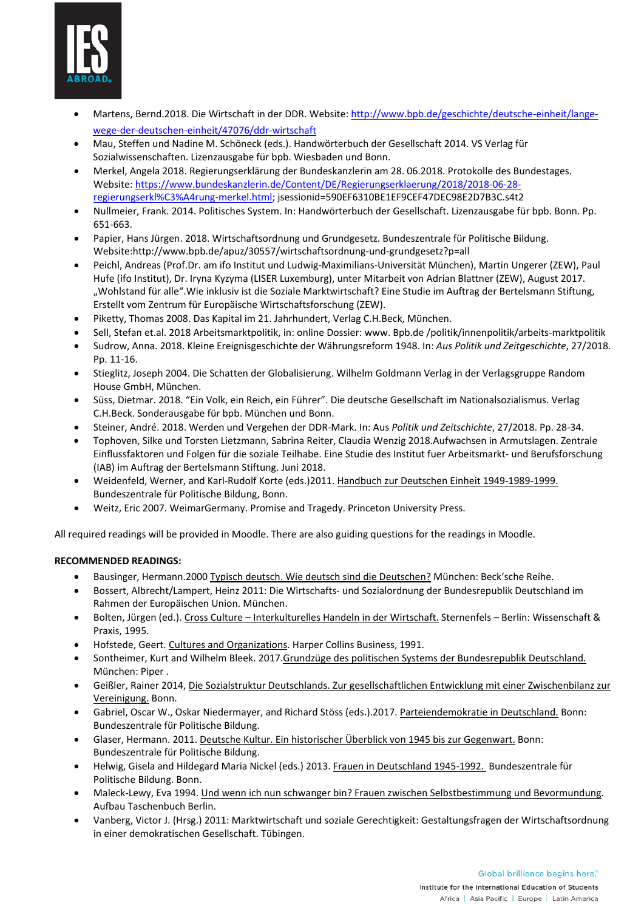- Martens, Bernd.2018. Die Wirtschaft in der DDR. Website: [http://www.bpb.de/geschichte/deutsche-einheit/lange-wege-der-deutschen-einheit/47076/ddr-wirtschaft](http://www.bpb.de/geschichte/deutsche-einheit/lange-wege-der-deutschen-einheit/47076/ddr-wirtschaft)
- Mau, Steffen und Nadine M. Schöneck (eds.). Handwörterbuch der Gesellschaft 2014. VS Verlag für Sozialwissenschaften. Lizenzausgabe für bpb. Wiesbaden und Bonn.
- Merkel, Angela 2018. Regierungserklärung der Bundeskanzlerin am 28. 06.2018. Protokolle des Bundestages. Website: [https://www.bundeskanzlerin.de/Content/DE/Regierungserklaerung/2018/2018-06-28-regierungserkl%C3%A4rung-merkel.html](https://www.bundeskanzlerin.de/Content/DE/Regierungserklaerung/2018/2018-06-28-regierungserkl%C3%A4rung-merkel.html); jsessionid=590EF6310BE1EF9CEF47DEC98E2D7B3C.s4t2
- Nullmeier, Frank. 2014. Politisches System. In: Handwörterbuch der Gesellschaft. Lizenzausgabe für bpb. Bonn. Pp. 651-663.
- Papier, Hans Jürgen. 2018. Wirtschaftsordnung und Grundgesetz. Bundeszentrale für Politische Bildung. Website:http://www.bpb.de/apuz/30557/wirtschaftsordnung-und-grundgesetz?p=all
- Peichl, Andreas (Prof.Dr. am ifo Institut und Ludwig-Maximilians-Universität München), Martin Ungerer (ZEW), Paul Hufe (ifo Institut), Dr. Iryna Kyzyma (LISER Luxemburg), unter Mitarbeit von Adrian Blattner (ZEW), August 2017. „Wohlstand für alle".Wie inklusiv ist die Soziale Marktwirtschaft? Eine Studie im Auftrag der Bertelsmann Stiftung, Erstellt vom Zentrum für Europäische Wirtschaftsforschung (ZEW).
- Piketty, Thomas 2008. Das Kapital im 21. Jahrhundert, Verlag C.H.Beck, München.
- Sell, Stefan et.al. 2018 Arbeitsmarktpolitik, in: online Dossier: www. Bpb.de /politik/innenpolitik/arbeits-marktpolitik
- Sudrow, Anna. 2018. Kleine Ereignisgeschichte der Währungsreform 1948. In: *Aus Politik und Zeitgeschichte*, 27/2018. Pp. 11-16.
- Stieglitz, Joseph 2004. Die Schatten der Globalisierung. Wilhelm Goldmann Verlag in der Verlagsgruppe Random House GmbH, München.
- Süss, Dietmar. 2018. "Ein Volk, ein Reich, ein Führer". Die deutsche Gesellschaft im Nationalsozialismus. Verlag C.H.Beck. Sonderausgabe für bpb. München und Bonn.
- Steiner, André. 2018. Werden und Vergehen der DDR-Mark. In: Aus *Politik und Zeitschichte*, 27/2018. Pp. 28-34.
- Tophoven, Silke und Torsten Lietzmann, Sabrina Reiter, Claudia Wenzig 2018.Aufwachsen in Armutslagen. Zentrale Einflussfaktoren und Folgen für die soziale Teilhabe. Eine Studie des Institut fuer Arbeitsmarkt- und Berufsforschung (IAB) im Auftrag der Bertelsmann Stiftung. Juni 2018.
- Weidenfeld, Werner, and Karl-Rudolf Korte (eds.)2011. Handbuch zur Deutschen Einheit 1949-1989-1999. Bundeszentrale für Politische Bildung, Bonn.
- Weitz, Eric 2007. WeimarGermany. Promise and Tragedy. Princeton University Press.

All required readings will be provided in Moodle. There are also guiding questions for the readings in Moodle.

**RECOMMENDED READINGS:**

- Bausinger, Hermann.2000 Typisch deutsch. Wie deutsch sind die Deutschen? München: Beck'sche Reihe.
- Bossert, Albrecht/Lampert, Heinz 2011: Die Wirtschafts- und Sozialordnung der Bundesrepublik Deutschland im Rahmen der Europäischen Union. München.
- Bolten, Jürgen (ed.). Cross Culture – Interkulturelles Handeln in der Wirtschaft. Sternenfels – Berlin: Wissenschaft & Praxis, 1995.
- Hofstede, Geert. Cultures and Organizations. Harper Collins Business, 1991.
- Sontheimer, Kurt and Wilhelm Bleek. 2017.Grundzüge des politischen Systems der Bundesrepublik Deutschland. München: Piper .
- Geißler, Rainer 2014, Die Sozialstruktur Deutschlands. Zur gesellschaftlichen Entwicklung mit einer Zwischenbilanz zur Vereinigung. Bonn.
- Gabriel, Oscar W., Oskar Niedermayer, and Richard Stöss (eds.).2017. Parteiendemokratie in Deutschland. Bonn: Bundeszentrale für Politische Bildung.
- Glaser, Hermann. 2011. Deutsche Kultur. Ein historischer Überblick von 1945 bis zur Gegenwart. Bonn: Bundeszentrale für Politische Bildung.
- Helwig, Gisela and Hildegard Maria Nickel (eds.) 2013. Frauen in Deutschland 1945-1992. Bundeszentrale für Politische Bildung. Bonn.
- Maleck-Lewy, Eva 1994. Und wenn ich nun schwanger bin? Frauen zwischen Selbstbestimmung und Bevormundung. Aufbau Taschenbuch Berlin.
- Vanberg, Victor J. (Hrsg.) 2011: Marktwirtschaft und soziale Gerechtigkeit: Gestaltungsfragen der Wirtschaftsordnung in einer demokratischen Gesellschaft. Tübingen.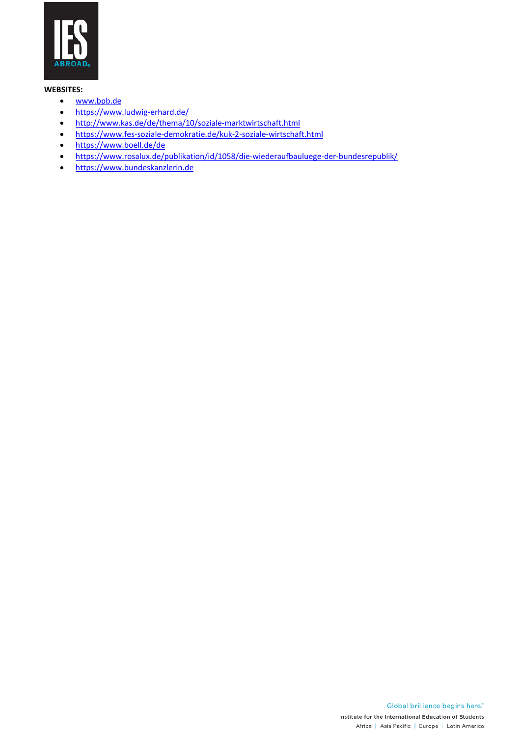**WEBSITES:**

- www.bpb.de
- https://www.ludwig-erhard.de/
- http://www.kas.de/de/thema/10/soziale-marktwirtschaft.html
- https://www.fes-soziale-demokratie.de/kuk-2-soziale-wirtschaft.html
- https://www.boell.de/de
- https://www.rosalux.de/publikation/id/1058/die-wiederaufbauluege-der-bundesrepublik/
- https://www.bundeskanzlerin.de